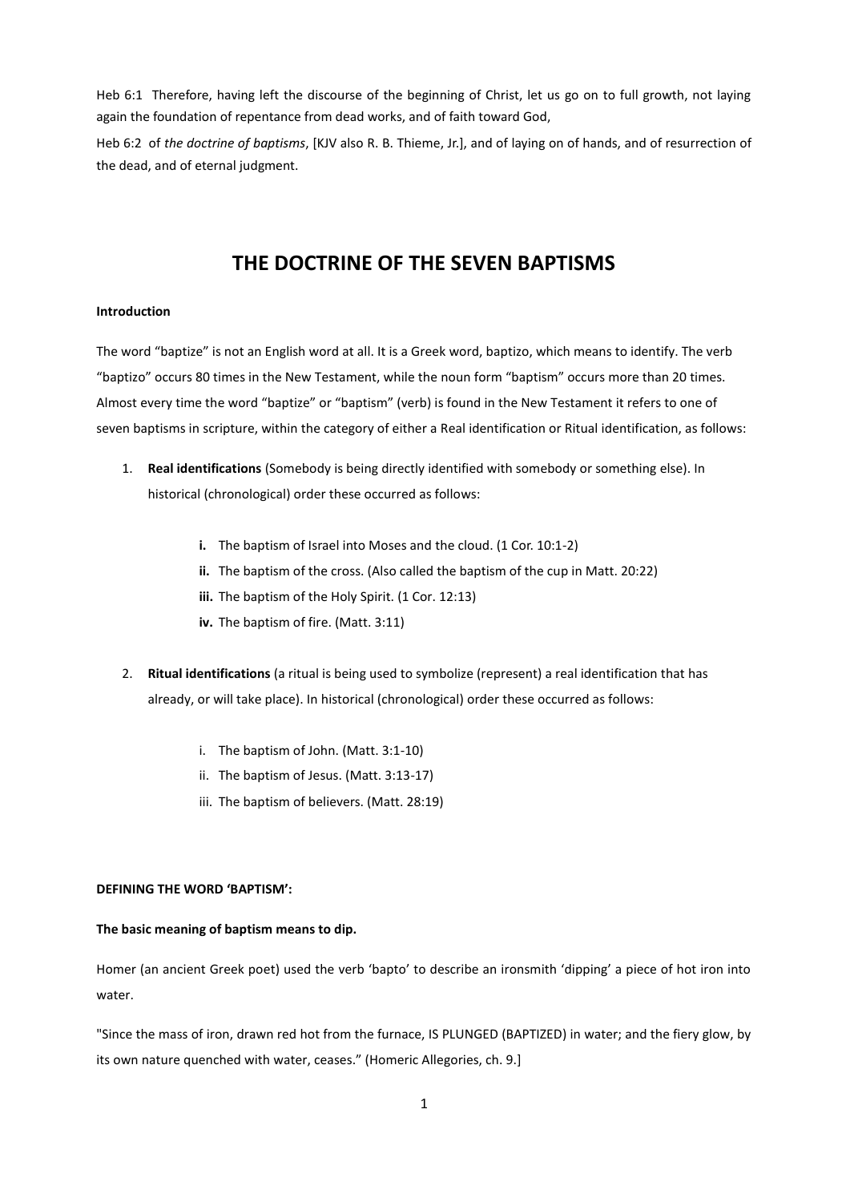Heb 6:1 Therefore, having left the discourse of the beginning of Christ, let us go on to full growth, not laying again the foundation of repentance from dead works, and of faith toward God,

Heb 6:2 of *the doctrine of baptisms*, [KJV also R. B. Thieme, Jr.], and of laying on of hands, and of resurrection of the dead, and of eternal judgment.

# THE DOCTRINE OF THE SEVEN BAPTISMS

**Introduction**

The word "baptize" is not an English word at all. It is a Greek word, baptizo, which means to identify. The verb "baptizo" occurs 80 times in the New Testament, while the noun form "baptism" occurs more than 20 times. Almost every time the word "baptize" or "baptism" (verb) is found in the New Testament it refers to one of seven baptisms in scripture, within the category of either a Real identification or Ritual identification, as follows:

1. **Real identifications** (Somebody is being directly identified with somebody or something else). In historical (chronological) order these occurred as follows:

   - **i.** The baptism of Israel into Moses and the cloud. (1 Cor. 10:1-2)
   - **ii.** The baptism of the cross. (Also called the baptism of the cup in Matt. 20:22)
   - **iii.** The baptism of the Holy Spirit. (1 Cor. 12:13)
   - **iv.** The baptism of fire. (Matt. 3:11)

2. **Ritual identifications** (a ritual is being used to symbolize (represent) a real identification that has already, or will take place). In historical (chronological) order these occurred as follows:

   - i. The baptism of John. (Matt. 3:1-10)
   - ii. The baptism of Jesus. (Matt. 3:13-17)
   - iii. The baptism of believers. (Matt. 28:19)

**DEFINING THE WORD 'BAPTISM':**

**The basic meaning of baptism means to dip.**

Homer (an ancient Greek poet) used the verb 'bapto' to describe an ironsmith 'dipping' a piece of hot iron into water.

"Since the mass of iron, drawn red hot from the furnace, IS PLUNGED (BAPTIZED) in water; and the fiery glow, by its own nature quenched with water, ceases." (Homeric Allegories, ch. 9.]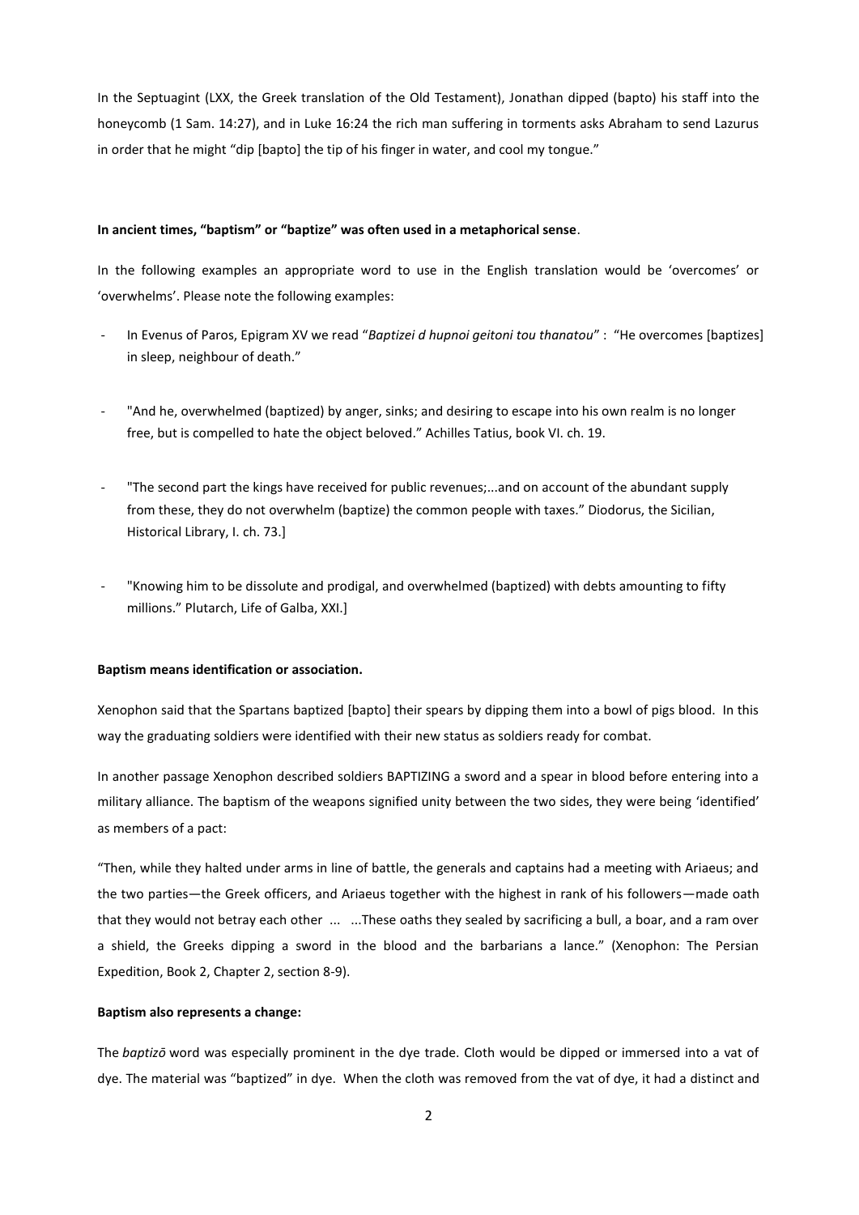In the Septuagint (LXX, the Greek translation of the Old Testament), Jonathan dipped (bapto) his staff into the honeycomb (1 Sam. 14:27), and in Luke 16:24 the rich man suffering in torments asks Abraham to send Lazurus in order that he might "dip [bapto] the tip of his finger in water, and cool my tongue."

**In ancient times, "baptism" or "baptize" was often used in a metaphorical sense**.

In the following examples an appropriate word to use in the English translation would be 'overcomes' or 'overwhelms'. Please note the following examples:

- In Evenus of Paros, Epigram XV we read "*Baptizei d hupnoi geitoni tou thanatou*" : "He overcomes [baptizes] in sleep, neighbour of death."
- "And he, overwhelmed (baptized) by anger, sinks; and desiring to escape into his own realm is no longer free, but is compelled to hate the object beloved." Achilles Tatius, book VI. ch. 19.
- "The second part the kings have received for public revenues;...and on account of the abundant supply from these, they do not overwhelm (baptize) the common people with taxes." Diodorus, the Sicilian, Historical Library, I. ch. 73.]
- "Knowing him to be dissolute and prodigal, and overwhelmed (baptized) with debts amounting to fifty millions." Plutarch, Life of Galba, XXI.]

**Baptism means identification or association.**

Xenophon said that the Spartans baptized [bapto] their spears by dipping them into a bowl of pigs blood. In this way the graduating soldiers were identified with their new status as soldiers ready for combat.

In another passage Xenophon described soldiers BAPTIZING a sword and a spear in blood before entering into a military alliance. The baptism of the weapons signified unity between the two sides, they were being 'identified' as members of a pact:

"Then, while they halted under arms in line of battle, the generals and captains had a meeting with Ariaeus; and the two parties—the Greek officers, and Ariaeus together with the highest in rank of his followers—made oath that they would not betray each other ... ...These oaths they sealed by sacrificing a bull, a boar, and a ram over a shield, the Greeks dipping a sword in the blood and the barbarians a lance." (Xenophon: The Persian Expedition, Book 2, Chapter 2, section 8-9).

**Baptism also represents a change:**

The *baptizō* word was especially prominent in the dye trade. Cloth would be dipped or immersed into a vat of dye. The material was "baptized" in dye. When the cloth was removed from the vat of dye, it had a distinct and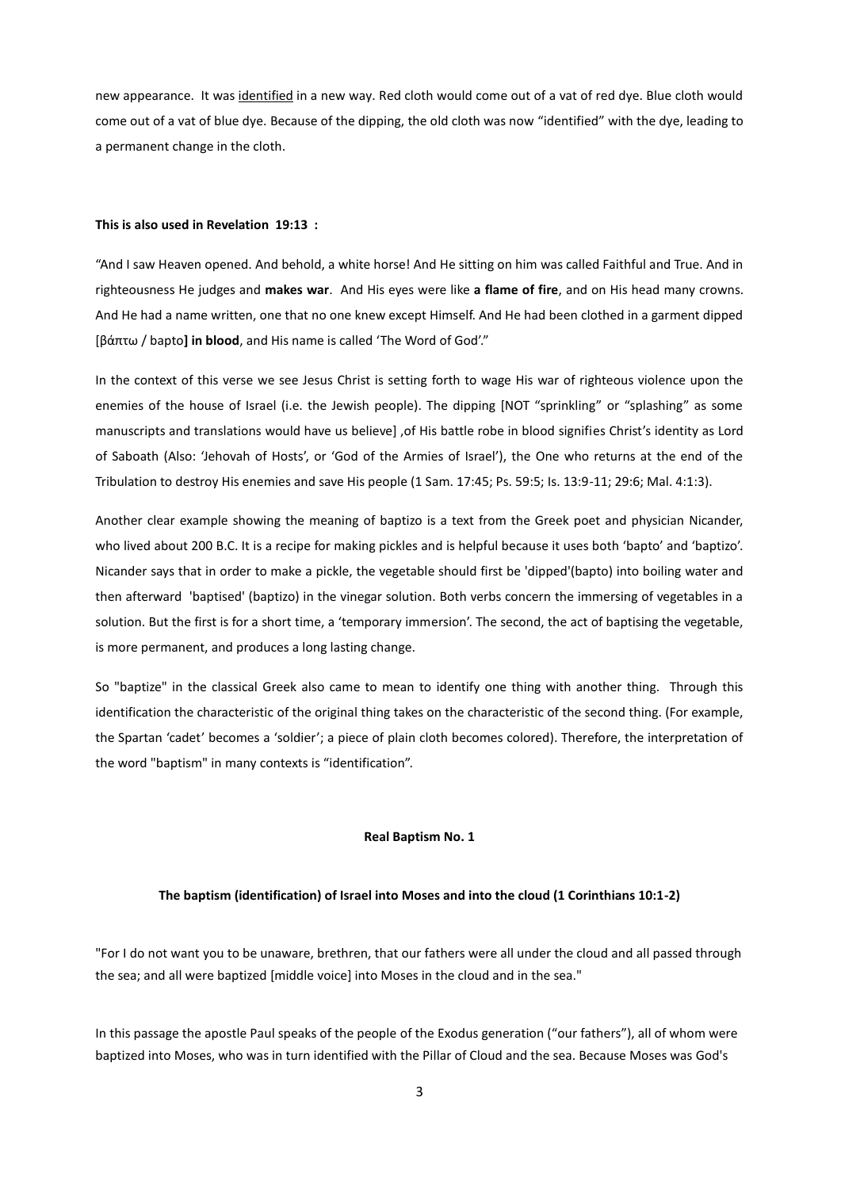new appearance. It was identified in a new way. Red cloth would come out of a vat of red dye. Blue cloth would come out of a vat of blue dye. Because of the dipping, the old cloth was now "identified" with the dye, leading to a permanent change in the cloth.

**This is also used in Revelation 19:13 :**

"And I saw Heaven opened. And behold, a white horse! And He sitting on him was called Faithful and True. And in righteousness He judges and **makes war**. And His eyes were like **a flame of fire**, and on His head many crowns. And He had a name written, one that no one knew except Himself. And He had been clothed in a garment dipped [βάπτω / bapto**] in blood**, and His name is called 'The Word of God'."

In the context of this verse we see Jesus Christ is setting forth to wage His war of righteous violence upon the enemies of the house of Israel (i.e. the Jewish people). The dipping [NOT "sprinkling" or "splashing" as some manuscripts and translations would have us believe] ,of His battle robe in blood signifies Christ's identity as Lord of Saboath (Also: 'Jehovah of Hosts', or 'God of the Armies of Israel'), the One who returns at the end of the Tribulation to destroy His enemies and save His people (1 Sam. 17:45; Ps. 59:5; Is. 13:9-11; 29:6; Mal. 4:1:3).

Another clear example showing the meaning of baptizo is a text from the Greek poet and physician Nicander, who lived about 200 B.C. It is a recipe for making pickles and is helpful because it uses both 'bapto' and 'baptizo'. Nicander says that in order to make a pickle, the vegetable should first be 'dipped'(bapto) into boiling water and then afterward 'baptised' (baptizo) in the vinegar solution. Both verbs concern the immersing of vegetables in a solution. But the first is for a short time, a 'temporary immersion'. The second, the act of baptising the vegetable, is more permanent, and produces a long lasting change.

So "baptize" in the classical Greek also came to mean to identify one thing with another thing. Through this identification the characteristic of the original thing takes on the characteristic of the second thing. (For example, the Spartan 'cadet' becomes a 'soldier'; a piece of plain cloth becomes colored). Therefore, the interpretation of the word "baptism" in many contexts is "identification".

## Real Baptism No. 1

### The baptism (identification) of Israel into Moses and into the cloud (1 Corinthians 10:1-2)

"For I do not want you to be unaware, brethren, that our fathers were all under the cloud and all passed through the sea; and all were baptized [middle voice] into Moses in the cloud and in the sea."

In this passage the apostle Paul speaks of the people of the Exodus generation ("our fathers"), all of whom were baptized into Moses, who was in turn identified with the Pillar of Cloud and the sea. Because Moses was God's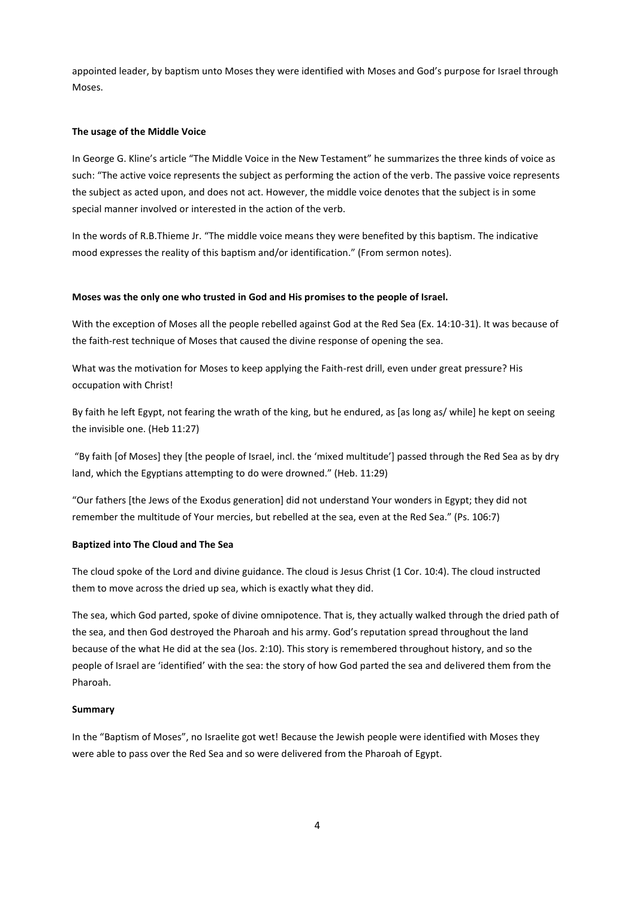appointed leader, by baptism unto Moses they were identified with Moses and God's purpose for Israel through Moses.

**The usage of the Middle Voice**

In George G. Kline's article "The Middle Voice in the New Testament" he summarizes the three kinds of voice as such: "The active voice represents the subject as performing the action of the verb. The passive voice represents the subject as acted upon, and does not act. However, the middle voice denotes that the subject is in some special manner involved or interested in the action of the verb.

In the words of R.B.Thieme Jr. "The middle voice means they were benefited by this baptism. The indicative mood expresses the reality of this baptism and/or identification." (From sermon notes).

**Moses was the only one who trusted in God and His promises to the people of Israel.**

With the exception of Moses all the people rebelled against God at the Red Sea (Ex. 14:10-31). It was because of the faith-rest technique of Moses that caused the divine response of opening the sea.

What was the motivation for Moses to keep applying the Faith-rest drill, even under great pressure? His occupation with Christ!

By faith he left Egypt, not fearing the wrath of the king, but he endured, as [as long as/ while] he kept on seeing the invisible one. (Heb 11:27)

"By faith [of Moses] they [the people of Israel, incl. the 'mixed multitude'] passed through the Red Sea as by dry land, which the Egyptians attempting to do were drowned." (Heb. 11:29)

"Our fathers [the Jews of the Exodus generation] did not understand Your wonders in Egypt; they did not remember the multitude of Your mercies, but rebelled at the sea, even at the Red Sea." (Ps. 106:7)

**Baptized into The Cloud and The Sea**

The cloud spoke of the Lord and divine guidance. The cloud is Jesus Christ (1 Cor. 10:4). The cloud instructed them to move across the dried up sea, which is exactly what they did.

The sea, which God parted, spoke of divine omnipotence. That is, they actually walked through the dried path of the sea, and then God destroyed the Pharoah and his army. God's reputation spread throughout the land because of the what He did at the sea (Jos. 2:10). This story is remembered throughout history, and so the people of Israel are 'identified' with the sea: the story of how God parted the sea and delivered them from the Pharoah.

**Summary**

In the "Baptism of Moses", no Israelite got wet! Because the Jewish people were identified with Moses they were able to pass over the Red Sea and so were delivered from the Pharoah of Egypt.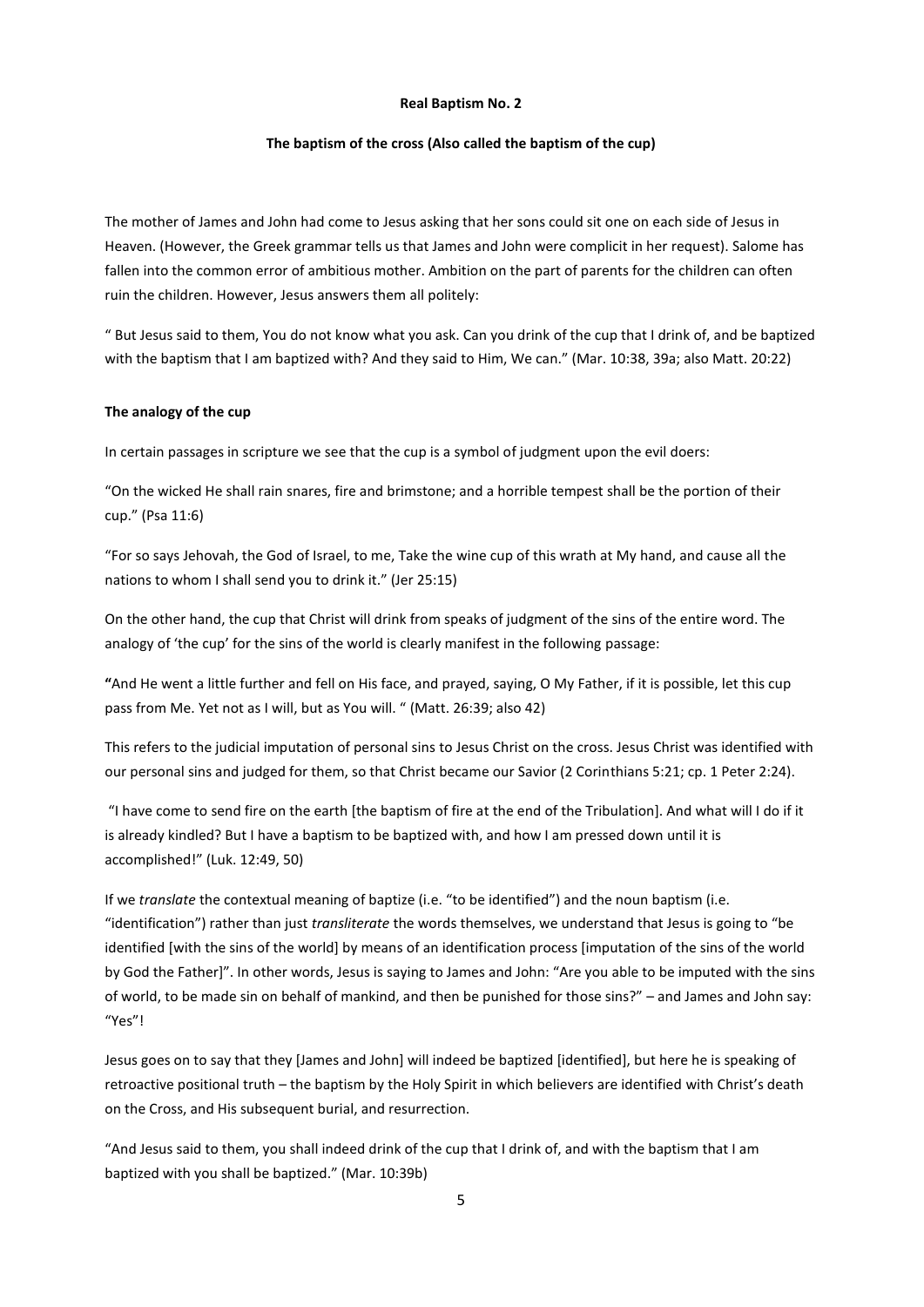**Real Baptism No. 2**

**The baptism of the cross (Also called the baptism of the cup)**

The mother of James and John had come to Jesus asking that her sons could sit one on each side of Jesus in Heaven. (However, the Greek grammar tells us that James and John were complicit in her request). Salome has fallen into the common error of ambitious mother. Ambition on the part of parents for the children can often ruin the children. However, Jesus answers them all politely:

" But Jesus said to them, You do not know what you ask. Can you drink of the cup that I drink of, and be baptized with the baptism that I am baptized with? And they said to Him, We can." (Mar. 10:38, 39a; also Matt. 20:22)

**The analogy of the cup**

In certain passages in scripture we see that the cup is a symbol of judgment upon the evil doers:

"On the wicked He shall rain snares, fire and brimstone; and a horrible tempest shall be the portion of their cup." (Psa 11:6)

"For so says Jehovah, the God of Israel, to me, Take the wine cup of this wrath at My hand, and cause all the nations to whom I shall send you to drink it." (Jer 25:15)

On the other hand, the cup that Christ will drink from speaks of judgment of the sins of the entire word. The analogy of 'the cup' for the sins of the world is clearly manifest in the following passage:

**"**And He went a little further and fell on His face, and prayed, saying, O My Father, if it is possible, let this cup pass from Me. Yet not as I will, but as You will. " (Matt. 26:39; also 42)

This refers to the judicial imputation of personal sins to Jesus Christ on the cross. Jesus Christ was identified with our personal sins and judged for them, so that Christ became our Savior (2 Corinthians 5:21; cp. 1 Peter 2:24).

"I have come to send fire on the earth [the baptism of fire at the end of the Tribulation]. And what will I do if it is already kindled? But I have a baptism to be baptized with, and how I am pressed down until it is accomplished!" (Luk. 12:49, 50)

If we *translate* the contextual meaning of baptize (i.e. "to be identified") and the noun baptism (i.e. "identification") rather than just *transliterate* the words themselves, we understand that Jesus is going to "be identified [with the sins of the world] by means of an identification process [imputation of the sins of the world by God the Father]". In other words, Jesus is saying to James and John: "Are you able to be imputed with the sins of world, to be made sin on behalf of mankind, and then be punished for those sins?" – and James and John say: "Yes"!

Jesus goes on to say that they [James and John] will indeed be baptized [identified], but here he is speaking of retroactive positional truth – the baptism by the Holy Spirit in which believers are identified with Christ's death on the Cross, and His subsequent burial, and resurrection.

"And Jesus said to them, you shall indeed drink of the cup that I drink of, and with the baptism that I am baptized with you shall be baptized." (Mar. 10:39b)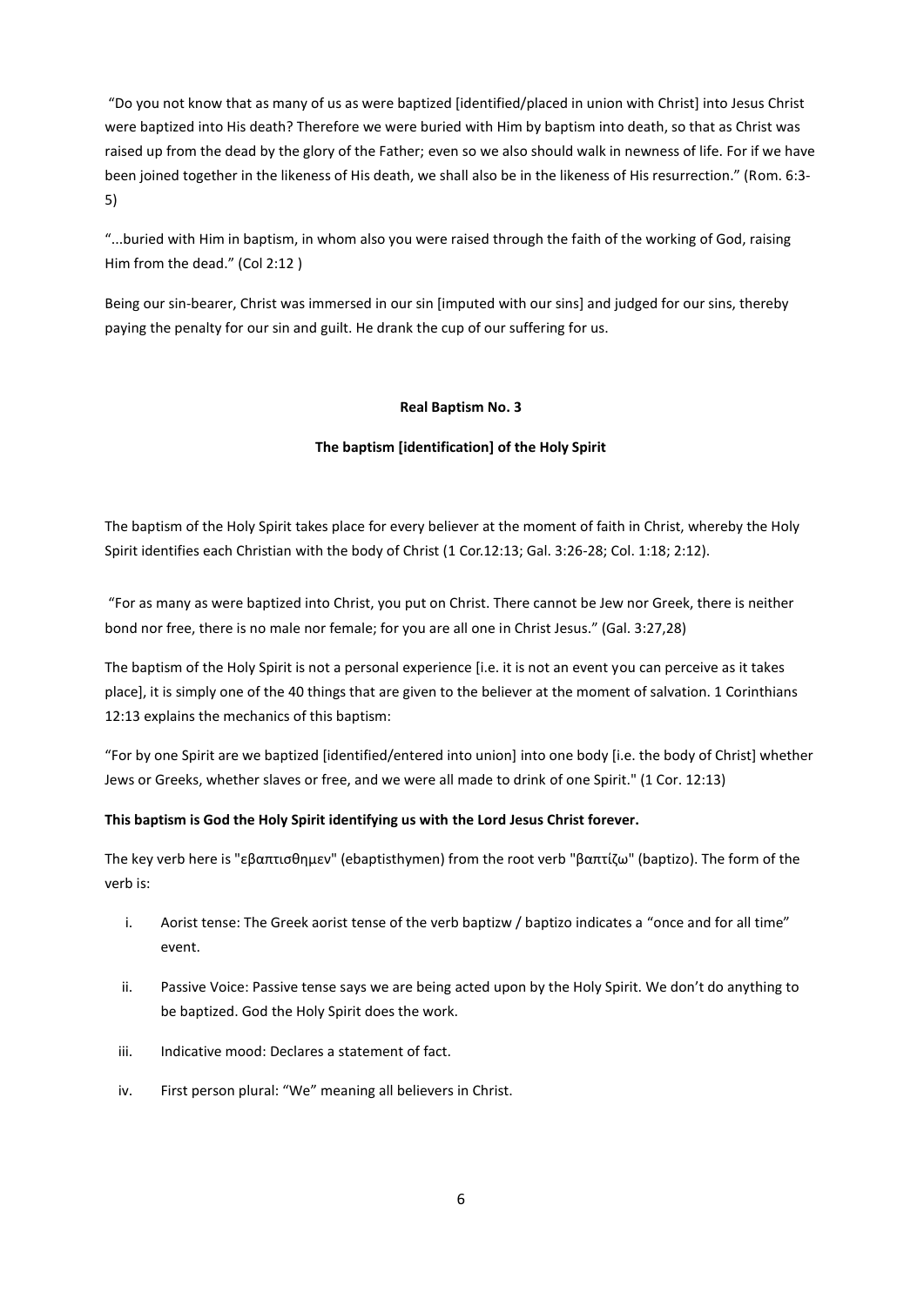"Do you not know that as many of us as were baptized [identified/placed in union with Christ] into Jesus Christ were baptized into His death? Therefore we were buried with Him by baptism into death, so that as Christ was raised up from the dead by the glory of the Father; even so we also should walk in newness of life. For if we have been joined together in the likeness of His death, we shall also be in the likeness of His resurrection." (Rom. 6:3-5)

"...buried with Him in baptism, in whom also you were raised through the faith of the working of God, raising Him from the dead." (Col 2:12 )

Being our sin-bearer, Christ was immersed in our sin [imputed with our sins] and judged for our sins, thereby paying the penalty for our sin and guilt. He drank the cup of our suffering for us.

**Real Baptism No. 3**

**The baptism [identification] of the Holy Spirit**

The baptism of the Holy Spirit takes place for every believer at the moment of faith in Christ, whereby the Holy Spirit identifies each Christian with the body of Christ (1 Cor.12:13; Gal. 3:26-28; Col. 1:18; 2:12).

"For as many as were baptized into Christ, you put on Christ. There cannot be Jew nor Greek, there is neither bond nor free, there is no male nor female; for you are all one in Christ Jesus." (Gal. 3:27,28)

The baptism of the Holy Spirit is not a personal experience [i.e. it is not an event you can perceive as it takes place], it is simply one of the 40 things that are given to the believer at the moment of salvation. 1 Corinthians 12:13 explains the mechanics of this baptism:

"For by one Spirit are we baptized [identified/entered into union] into one body [i.e. the body of Christ] whether Jews or Greeks, whether slaves or free, and we were all made to drink of one Spirit." (1 Cor. 12:13)

**This baptism is God the Holy Spirit identifying us with the Lord Jesus Christ forever.**

The key verb here is "εβαπτισθημεν" (ebaptisthymen) from the root verb "βαπτίζω" (baptizo). The form of the verb is:

i. Aorist tense: The Greek aorist tense of the verb baptizw / baptizo indicates a "once and for all time" event.

ii. Passive Voice: Passive tense says we are being acted upon by the Holy Spirit. We don't do anything to be baptized. God the Holy Spirit does the work.

iii. Indicative mood: Declares a statement of fact.

iv. First person plural: "We" meaning all believers in Christ.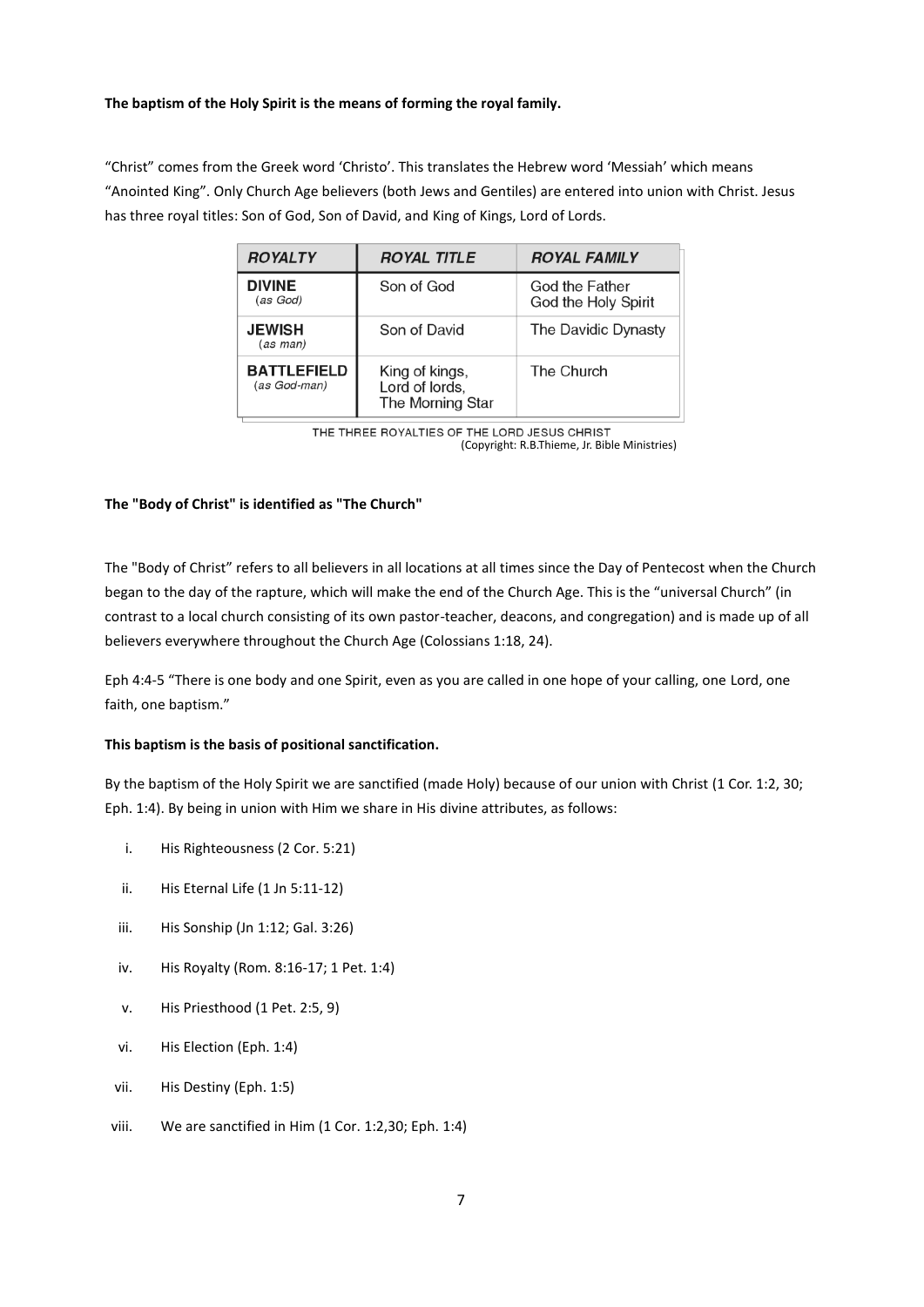**The baptism of the Holy Spirit is the means of forming the royal family.**

"Christ" comes from the Greek word 'Christo'. This translates the Hebrew word 'Messiah' which means "Anointed King". Only Church Age believers (both Jews and Gentiles) are entered into union with Christ. Jesus has three royal titles: Son of God, Son of David, and King of Kings, Lord of Lords.

| *ROYALTY* | *ROYAL TITLE* | *ROYAL FAMILY* |
|---|---|---|
| **DIVINE** (*as God*) | Son of God | God the Father God the Holy Spirit |
| **JEWISH** (*as man*) | Son of David | The Davidic Dynasty |
| **BATTLEFIELD** (*as God-man*) | King of kings, Lord of lords, The Morning Star | The Church |

THE THREE ROYALTIES OF THE LORD JESUS CHRIST
(Copyright: R.B.Thieme, Jr. Bible Ministries)

**The "Body of Christ" is identified as "The Church"**

The "Body of Christ" refers to all believers in all locations at all times since the Day of Pentecost when the Church began to the day of the rapture, which will make the end of the Church Age. This is the "universal Church" (in contrast to a local church consisting of its own pastor-teacher, deacons, and congregation) and is made up of all believers everywhere throughout the Church Age (Colossians 1:18, 24).

Eph 4:4-5 "There is one body and one Spirit, even as you are called in one hope of your calling, one Lord, one faith, one baptism."

**This baptism is the basis of positional sanctification.**

By the baptism of the Holy Spirit we are sanctified (made Holy) because of our union with Christ (1 Cor. 1:2, 30; Eph. 1:4). By being in union with Him we share in His divine attributes, as follows:

i. His Righteousness (2 Cor. 5:21)

ii. His Eternal Life (1 Jn 5:11-12)

iii. His Sonship (Jn 1:12; Gal. 3:26)

iv. His Royalty (Rom. 8:16-17; 1 Pet. 1:4)

v. His Priesthood (1 Pet. 2:5, 9)

vi. His Election (Eph. 1:4)

vii. His Destiny (Eph. 1:5)

viii. We are sanctified in Him (1 Cor. 1:2,30; Eph. 1:4)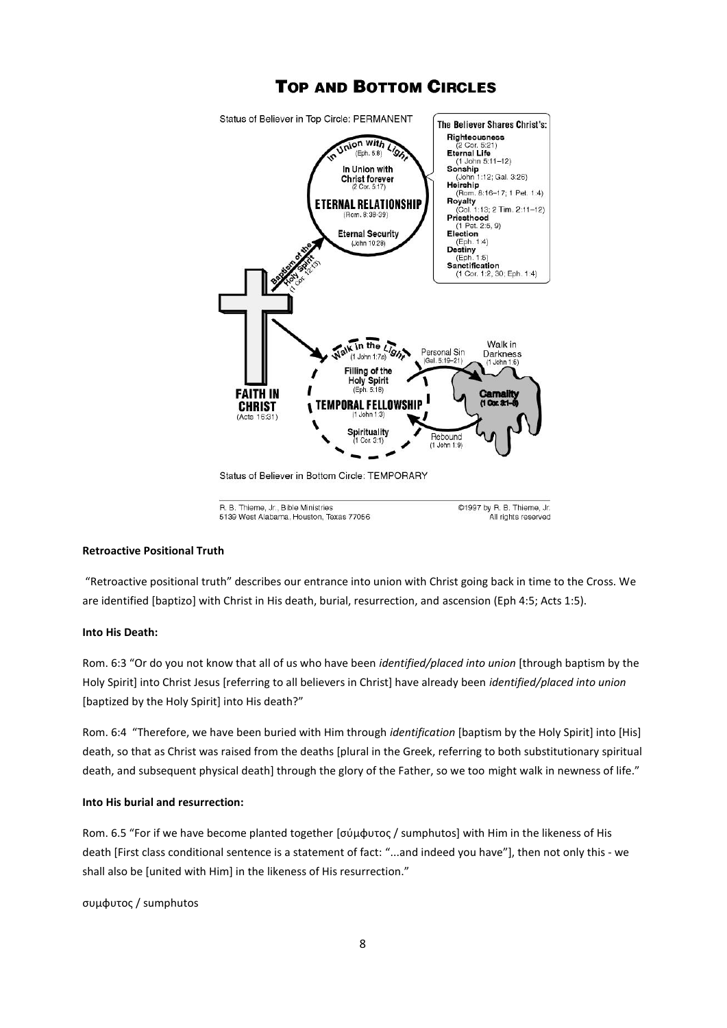## TOP AND BOTTOM CIRCLES

Status of Believer in Top Circle: PERMANENT

In Union with Light (Eph. 5:8)
In Union with Christ forever (2 Cor. 5:17)
ETERNAL RELATIONSHIP (Rom. 8:38-39)
Eternal Security (John 10:28)

The Believer Shares Christ's:
- Righteousness (2 Cor. 5:21)
- Eternal Life (1 John 5:11–12)
- Sonship (John 1:12; Gal. 3:26)
- Heirship (Rom. 8:16–17; 1 Pet. 1:4)
- Royalty (Col. 1:13; 2 Tim. 2:11–12)
- Priesthood (1 Pet. 2:5, 9)
- Election (Eph. 1:4)
- Destiny (Eph. 1:5)
- Sanctification (1 Cor. 1:2, 30; Eph. 1:4)

Baptism of the Holy Spirit (1 Cor. 12:13)

FAITH IN CHRIST (Acts 16:31)

Walk in the Light (1 John 1:7a)
Filling of the Holy Spirit (Eph. 5:18)
TEMPORAL FELLOWSHIP (1 John 1:3)
Spirituality (1 Cor. 3:1)

Personal Sin (Gal. 5:19–21)
Walk in Darkness (1 John 1:6)
Carnality (1 Cor. 3:1–3)
Rebound (1 John 1:9)

Status of Believer in Bottom Circle: TEMPORARY

R. B. Thieme, Jr., Bible Ministries
5139 West Alabama, Houston, Texas 77056
©1997 by R. B. Thieme, Jr.
All rights reserved

**Retroactive Positional Truth**

"Retroactive positional truth" describes our entrance into union with Christ going back in time to the Cross. We are identified [baptizo] with Christ in His death, burial, resurrection, and ascension (Eph 4:5; Acts 1:5).

**Into His Death:**

Rom. 6:3 "Or do you not know that all of us who have been *identified/placed into union* [through baptism by the Holy Spirit] into Christ Jesus [referring to all believers in Christ] have already been *identified/placed into union* [baptized by the Holy Spirit] into His death?"

Rom. 6:4 "Therefore, we have been buried with Him through *identification* [baptism by the Holy Spirit] into [His] death, so that as Christ was raised from the deaths [plural in the Greek, referring to both substitutionary spiritual death, and subsequent physical death] through the glory of the Father, so we too might walk in newness of life."

**Into His burial and resurrection:**

Rom. 6.5 "For if we have become planted together [σύμφυτος / sumphutos] with Him in the likeness of His death [First class conditional sentence is a statement of fact: "...and indeed you have"], then not only this - we shall also be [united with Him] in the likeness of His resurrection."

συμφυτος / sumphutos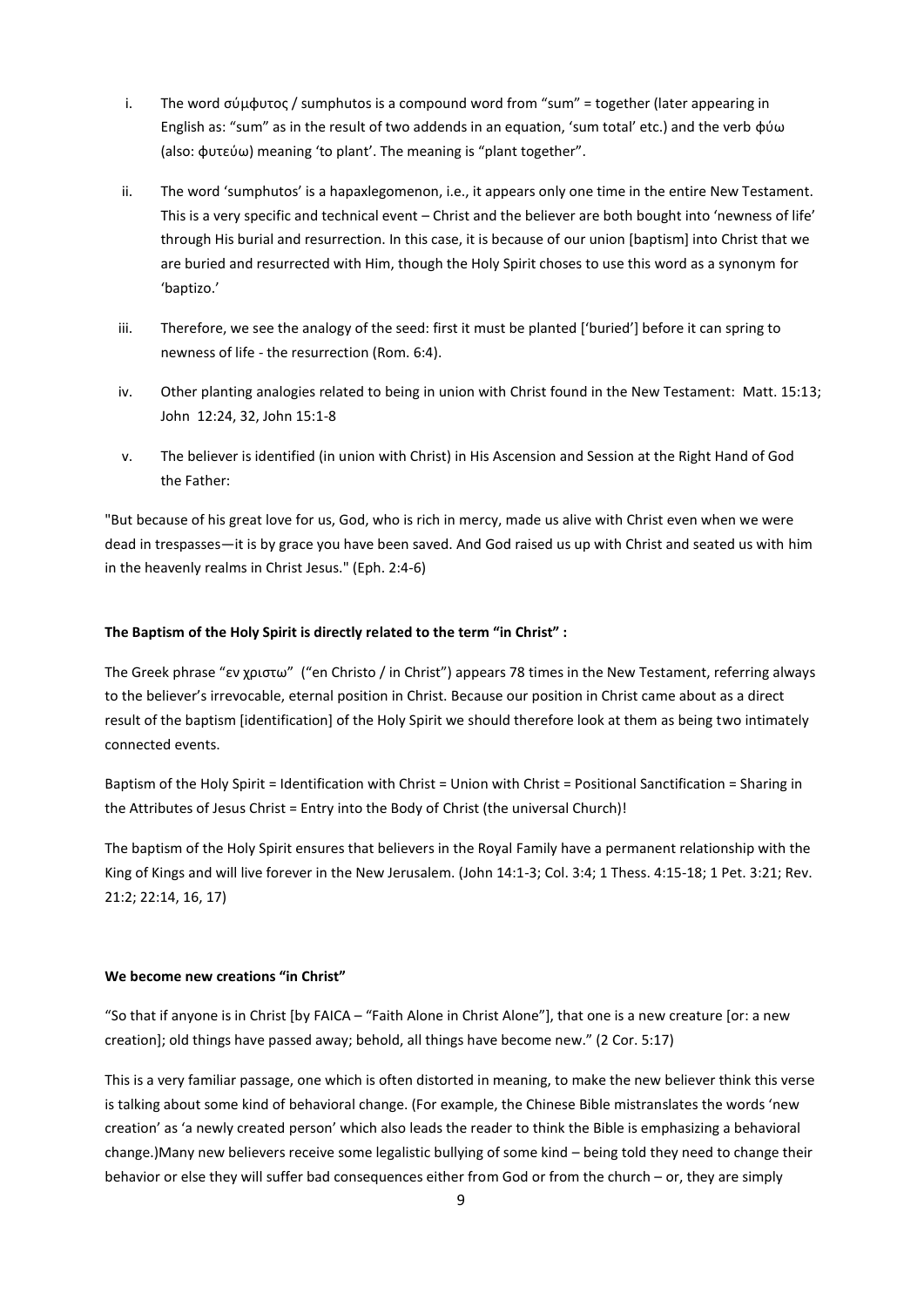i. The word σύμφυτος / sumphutos is a compound word from "sum" = together (later appearing in English as: "sum" as in the result of two addends in an equation, 'sum total' etc.) and the verb φύω (also: φυτεύω) meaning 'to plant'. The meaning is "plant together".

ii. The word 'sumphutos' is a hapaxlegomenon, i.e., it appears only one time in the entire New Testament. This is a very specific and technical event – Christ and the believer are both bought into 'newness of life' through His burial and resurrection. In this case, it is because of our union [baptism] into Christ that we are buried and resurrected with Him, though the Holy Spirit choses to use this word as a synonym for 'baptizo.'

iii. Therefore, we see the analogy of the seed: first it must be planted ['buried'] before it can spring to newness of life - the resurrection (Rom. 6:4).

iv. Other planting analogies related to being in union with Christ found in the New Testament: Matt. 15:13; John 12:24, 32, John 15:1-8

v. The believer is identified (in union with Christ) in His Ascension and Session at the Right Hand of God the Father:

"But because of his great love for us, God, who is rich in mercy, made us alive with Christ even when we were dead in trespasses—it is by grace you have been saved. And God raised us up with Christ and seated us with him in the heavenly realms in Christ Jesus." (Eph. 2:4-6)

**The Baptism of the Holy Spirit is directly related to the term "in Christ" :**

The Greek phrase "εν χριστω" ("en Christo / in Christ") appears 78 times in the New Testament, referring always to the believer's irrevocable, eternal position in Christ. Because our position in Christ came about as a direct result of the baptism [identification] of the Holy Spirit we should therefore look at them as being two intimately connected events.

Baptism of the Holy Spirit = Identification with Christ = Union with Christ = Positional Sanctification = Sharing in the Attributes of Jesus Christ = Entry into the Body of Christ (the universal Church)!

The baptism of the Holy Spirit ensures that believers in the Royal Family have a permanent relationship with the King of Kings and will live forever in the New Jerusalem. (John 14:1-3; Col. 3:4; 1 Thess. 4:15-18; 1 Pet. 3:21; Rev. 21:2; 22:14, 16, 17)

**We become new creations "in Christ"**

"So that if anyone is in Christ [by FAICA – "Faith Alone in Christ Alone"], that one is a new creature [or: a new creation]; old things have passed away; behold, all things have become new." (2 Cor. 5:17)

This is a very familiar passage, one which is often distorted in meaning, to make the new believer think this verse is talking about some kind of behavioral change. (For example, the Chinese Bible mistranslates the words 'new creation' as 'a newly created person' which also leads the reader to think the Bible is emphasizing a behavioral change.)Many new believers receive some legalistic bullying of some kind – being told they need to change their behavior or else they will suffer bad consequences either from God or from the church – or, they are simply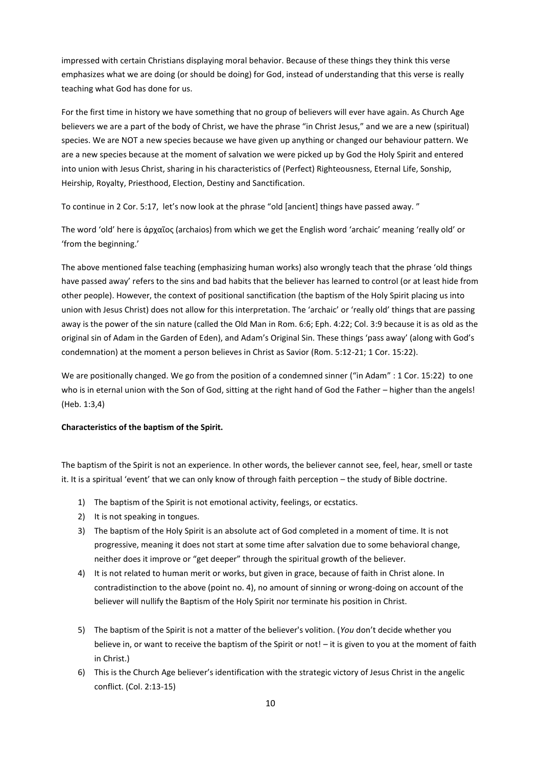impressed with certain Christians displaying moral behavior. Because of these things they think this verse emphasizes what we are doing (or should be doing) for God, instead of understanding that this verse is really teaching what God has done for us.

For the first time in history we have something that no group of believers will ever have again. As Church Age believers we are a part of the body of Christ, we have the phrase "in Christ Jesus," and we are a new (spiritual) species. We are NOT a new species because we have given up anything or changed our behaviour pattern. We are a new species because at the moment of salvation we were picked up by God the Holy Spirit and entered into union with Jesus Christ, sharing in his characteristics of (Perfect) Righteousness, Eternal Life, Sonship, Heirship, Royalty, Priesthood, Election, Destiny and Sanctification.

To continue in 2 Cor. 5:17, let's now look at the phrase "old [ancient] things have passed away. "

The word 'old' here is ἀρχαῖος (archaios) from which we get the English word 'archaic' meaning 'really old' or 'from the beginning.'

The above mentioned false teaching (emphasizing human works) also wrongly teach that the phrase 'old things have passed away' refers to the sins and bad habits that the believer has learned to control (or at least hide from other people). However, the context of positional sanctification (the baptism of the Holy Spirit placing us into union with Jesus Christ) does not allow for this interpretation. The 'archaic' or 'really old' things that are passing away is the power of the sin nature (called the Old Man in Rom. 6:6; Eph. 4:22; Col. 3:9 because it is as old as the original sin of Adam in the Garden of Eden), and Adam's Original Sin. These things 'pass away' (along with God's condemnation) at the moment a person believes in Christ as Savior (Rom. 5:12-21; 1 Cor. 15:22).

We are positionally changed. We go from the position of a condemned sinner ("in Adam" : 1 Cor. 15:22) to one who is in eternal union with the Son of God, sitting at the right hand of God the Father – higher than the angels! (Heb. 1:3,4)

**Characteristics of the baptism of the Spirit.**

The baptism of the Spirit is not an experience. In other words, the believer cannot see, feel, hear, smell or taste it. It is a spiritual 'event' that we can only know of through faith perception – the study of Bible doctrine.

1) The baptism of the Spirit is not emotional activity, feelings, or ecstatics.
2) It is not speaking in tongues.
3) The baptism of the Holy Spirit is an absolute act of God completed in a moment of time. It is not progressive, meaning it does not start at some time after salvation due to some behavioral change, neither does it improve or "get deeper" through the spiritual growth of the believer.
4) It is not related to human merit or works, but given in grace, because of faith in Christ alone. In contradistinction to the above (point no. 4), no amount of sinning or wrong-doing on account of the believer will nullify the Baptism of the Holy Spirit nor terminate his position in Christ.
5) The baptism of the Spirit is not a matter of the believer's volition. (*You* don't decide whether you believe in, or want to receive the baptism of the Spirit or not! – it is given to you at the moment of faith in Christ.)
6) This is the Church Age believer's identification with the strategic victory of Jesus Christ in the angelic conflict. (Col. 2:13-15)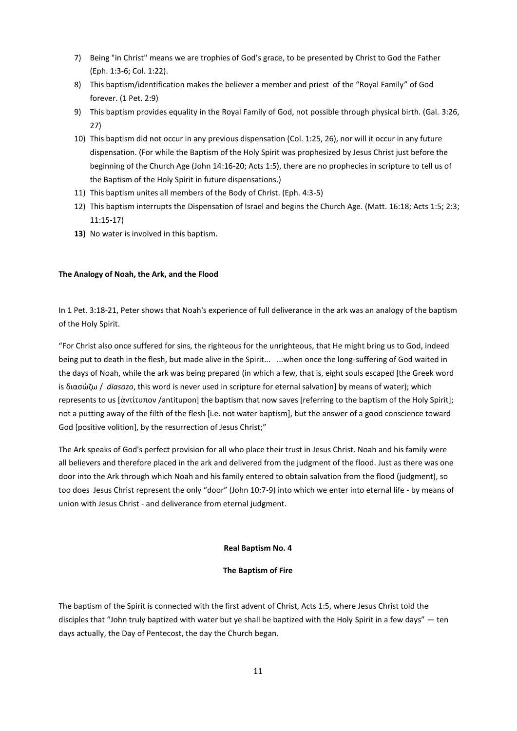7) Being "in Christ" means we are trophies of God's grace, to be presented by Christ to God the Father (Eph. 1:3-6; Col. 1:22).
8) This baptism/identification makes the believer a member and priest of the "Royal Family" of God forever. (1 Pet. 2:9)
9) This baptism provides equality in the Royal Family of God, not possible through physical birth. (Gal. 3:26, 27)
10) This baptism did not occur in any previous dispensation (Col. 1:25, 26), nor will it occur in any future dispensation. (For while the Baptism of the Holy Spirit was prophesized by Jesus Christ just before the beginning of the Church Age (John 14:16-20; Acts 1:5), there are no prophecies in scripture to tell us of the Baptism of the Holy Spirit in future dispensations.)
11) This baptism unites all members of the Body of Christ. (Eph. 4:3-5)
12) This baptism interrupts the Dispensation of Israel and begins the Church Age. (Matt. 16:18; Acts 1:5; 2:3; 11:15-17)
13) No water is involved in this baptism.

**The Analogy of Noah, the Ark, and the Flood**

In 1 Pet. 3:18-21, Peter shows that Noah's experience of full deliverance in the ark was an analogy of the baptism of the Holy Spirit.

"For Christ also once suffered for sins, the righteous for the unrighteous, that He might bring us to God, indeed being put to death in the flesh, but made alive in the Spirit... ...when once the long-suffering of God waited in the days of Noah, while the ark was being prepared (in which a few, that is, eight souls escaped [the Greek word is διασώζω / *diasozo*, this word is never used in scripture for eternal salvation] by means of water); which represents to us [ἀντίτυπον /antitupon] the baptism that now saves [referring to the baptism of the Holy Spirit]; not a putting away of the filth of the flesh [i.e. not water baptism], but the answer of a good conscience toward God [positive volition], by the resurrection of Jesus Christ;"

The Ark speaks of God's perfect provision for all who place their trust in Jesus Christ. Noah and his family were all believers and therefore placed in the ark and delivered from the judgment of the flood. Just as there was one door into the Ark through which Noah and his family entered to obtain salvation from the flood (judgment), so too does Jesus Christ represent the only "door" (John 10:7-9) into which we enter into eternal life - by means of union with Jesus Christ - and deliverance from eternal judgment.

**Real Baptism No. 4**

**The Baptism of Fire**

The baptism of the Spirit is connected with the first advent of Christ, Acts 1:5, where Jesus Christ told the disciples that "John truly baptized with water but ye shall be baptized with the Holy Spirit in a few days" — ten days actually, the Day of Pentecost, the day the Church began.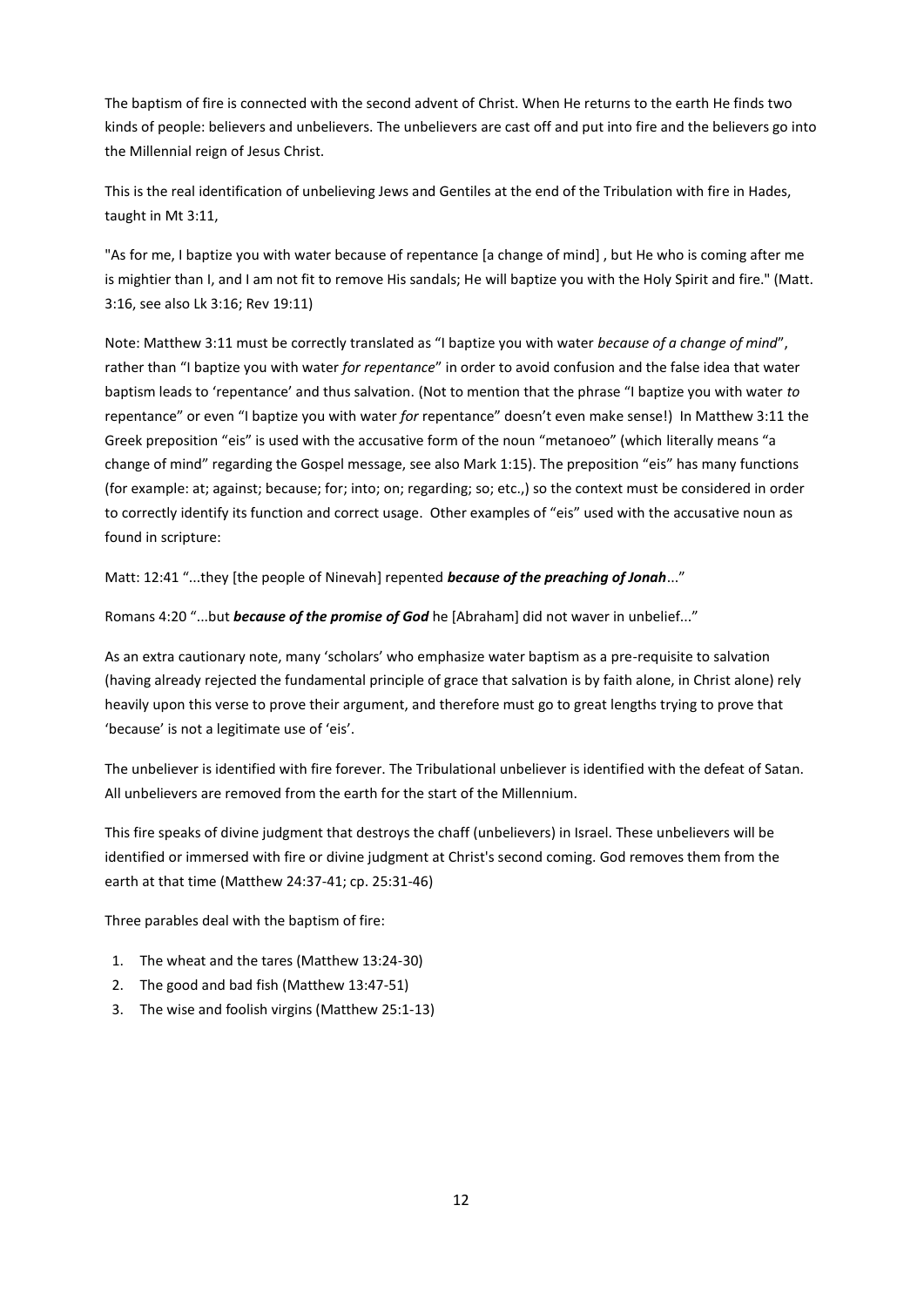The baptism of fire is connected with the second advent of Christ. When He returns to the earth He finds two kinds of people: believers and unbelievers. The unbelievers are cast off and put into fire and the believers go into the Millennial reign of Jesus Christ.

This is the real identification of unbelieving Jews and Gentiles at the end of the Tribulation with fire in Hades, taught in Mt 3:11,

"As for me, I baptize you with water because of repentance [a change of mind] , but He who is coming after me is mightier than I, and I am not fit to remove His sandals; He will baptize you with the Holy Spirit and fire." (Matt. 3:16, see also Lk 3:16; Rev 19:11)

Note: Matthew 3:11 must be correctly translated as "I baptize you with water *because of a change of mind*", rather than "I baptize you with water *for repentance*" in order to avoid confusion and the false idea that water baptism leads to 'repentance' and thus salvation. (Not to mention that the phrase "I baptize you with water *to* repentance" or even "I baptize you with water *for* repentance" doesn't even make sense!) In Matthew 3:11 the Greek preposition "eis" is used with the accusative form of the noun "metanoeo" (which literally means "a change of mind" regarding the Gospel message, see also Mark 1:15). The preposition "eis" has many functions (for example: at; against; because; for; into; on; regarding; so; etc.,) so the context must be considered in order to correctly identify its function and correct usage. Other examples of "eis" used with the accusative noun as found in scripture:

Matt: 12:41 "...they [the people of Nineveh] repented ***because of the preaching of Jonah***..."

Romans 4:20 "...but ***because of the promise of God*** he [Abraham] did not waver in unbelief..."

As an extra cautionary note, many 'scholars' who emphasize water baptism as a pre-requisite to salvation (having already rejected the fundamental principle of grace that salvation is by faith alone, in Christ alone) rely heavily upon this verse to prove their argument, and therefore must go to great lengths trying to prove that 'because' is not a legitimate use of 'eis'.

The unbeliever is identified with fire forever. The Tribulational unbeliever is identified with the defeat of Satan. All unbelievers are removed from the earth for the start of the Millennium.

This fire speaks of divine judgment that destroys the chaff (unbelievers) in Israel. These unbelievers will be identified or immersed with fire or divine judgment at Christ's second coming. God removes them from the earth at that time (Matthew 24:37-41; cp. 25:31-46)

Three parables deal with the baptism of fire:

1. The wheat and the tares (Matthew 13:24-30)
2. The good and bad fish (Matthew 13:47-51)
3. The wise and foolish virgins (Matthew 25:1-13)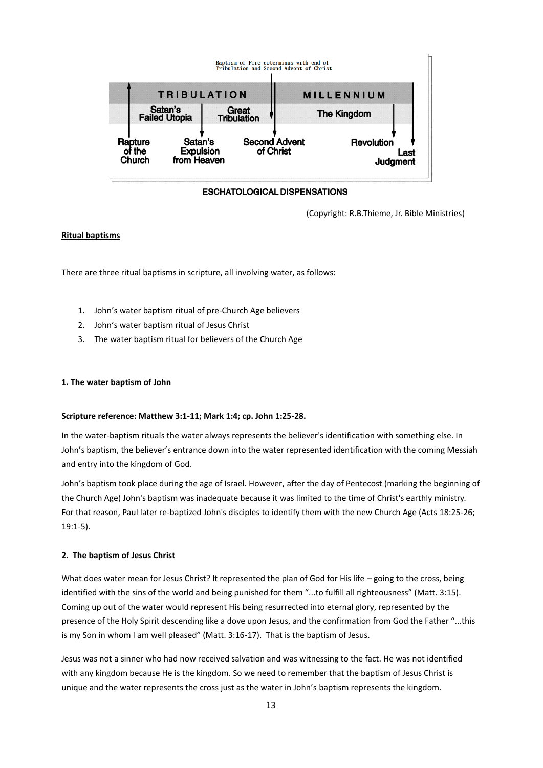Baptism of Fire coterminus with end of Tribulation and Second Advent of Christ

| TRIBULATION | | MILLENNIUM |
|---|---|---|
| Satan's Failed Utopia | Great Tribulation | The Kingdom |

Rapture of the Church — Satan's Expulsion from Heaven — Second Advent of Christ — Revolution — Last Judgment

**ESCHATOLOGICAL DISPENSATIONS**

(Copyright: R.B.Thieme, Jr. Bible Ministries)

**Ritual baptisms**

There are three ritual baptisms in scripture, all involving water, as follows:

1. John's water baptism ritual of pre-Church Age believers
2. John's water baptism ritual of Jesus Christ
3. The water baptism ritual for believers of the Church Age

**1. The water baptism of John**

**Scripture reference: Matthew 3:1-11; Mark 1:4; cp. John 1:25-28.**

In the water-baptism rituals the water always represents the believer's identification with something else. In John's baptism, the believer's entrance down into the water represented identification with the coming Messiah and entry into the kingdom of God.

John's baptism took place during the age of Israel. However, after the day of Pentecost (marking the beginning of the Church Age) John's baptism was inadequate because it was limited to the time of Christ's earthly ministry. For that reason, Paul later re-baptized John's disciples to identify them with the new Church Age (Acts 18:25-26; 19:1-5).

**2. The baptism of Jesus Christ**

What does water mean for Jesus Christ? It represented the plan of God for His life – going to the cross, being identified with the sins of the world and being punished for them "...to fulfill all righteousness" (Matt. 3:15). Coming up out of the water would represent His being resurrected into eternal glory, represented by the presence of the Holy Spirit descending like a dove upon Jesus, and the confirmation from God the Father "...this is my Son in whom I am well pleased" (Matt. 3:16-17). That is the baptism of Jesus.

Jesus was not a sinner who had now received salvation and was witnessing to the fact. He was not identified with any kingdom because He is the kingdom. So we need to remember that the baptism of Jesus Christ is unique and the water represents the cross just as the water in John's baptism represents the kingdom.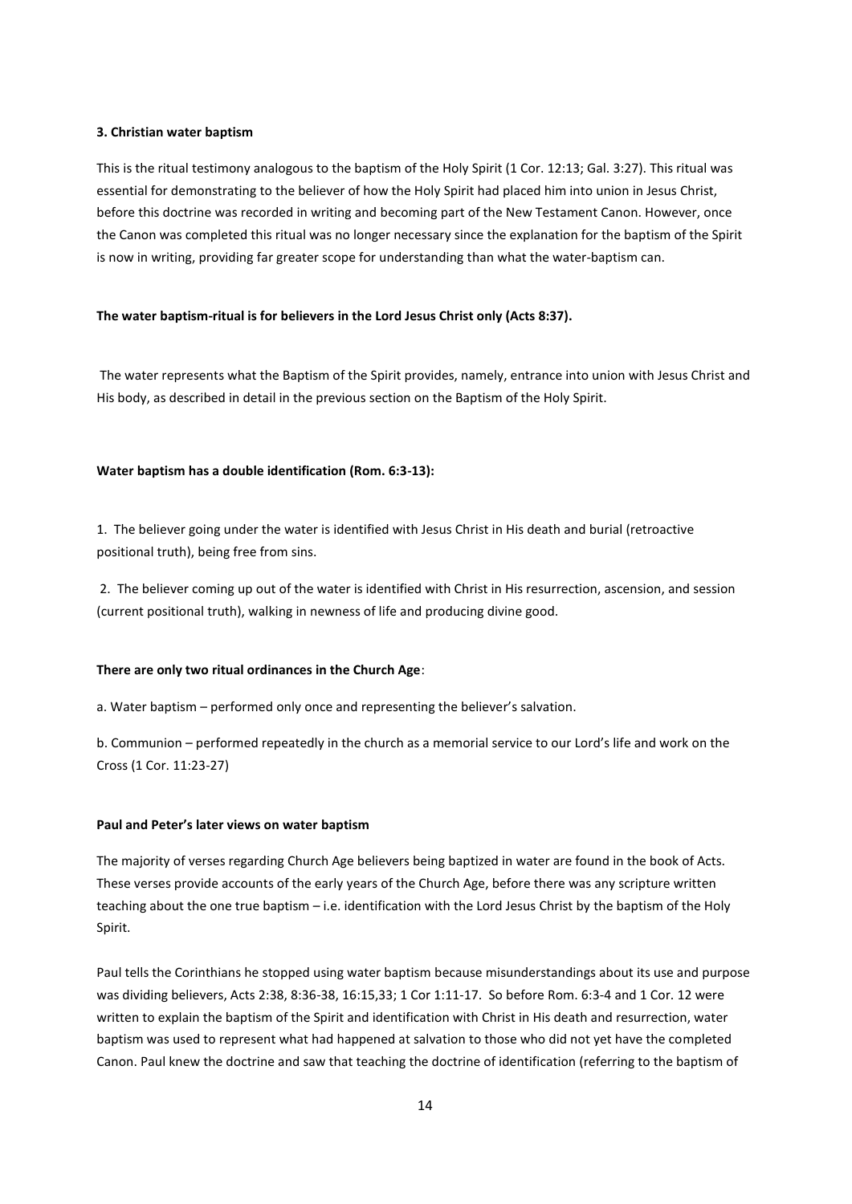**3. Christian water baptism**

This is the ritual testimony analogous to the baptism of the Holy Spirit (1 Cor. 12:13; Gal. 3:27). This ritual was essential for demonstrating to the believer of how the Holy Spirit had placed him into union in Jesus Christ, before this doctrine was recorded in writing and becoming part of the New Testament Canon. However, once the Canon was completed this ritual was no longer necessary since the explanation for the baptism of the Spirit is now in writing, providing far greater scope for understanding than what the water-baptism can.

**The water baptism-ritual is for believers in the Lord Jesus Christ only (Acts 8:37).**

The water represents what the Baptism of the Spirit provides, namely, entrance into union with Jesus Christ and His body, as described in detail in the previous section on the Baptism of the Holy Spirit.

**Water baptism has a double identification (Rom. 6:3-13):**

1. The believer going under the water is identified with Jesus Christ in His death and burial (retroactive positional truth), being free from sins.

2. The believer coming up out of the water is identified with Christ in His resurrection, ascension, and session (current positional truth), walking in newness of life and producing divine good.

**There are only two ritual ordinances in the Church Age**:

a. Water baptism – performed only once and representing the believer's salvation.

b. Communion – performed repeatedly in the church as a memorial service to our Lord's life and work on the Cross (1 Cor. 11:23-27)

**Paul and Peter's later views on water baptism**

The majority of verses regarding Church Age believers being baptized in water are found in the book of Acts. These verses provide accounts of the early years of the Church Age, before there was any scripture written teaching about the one true baptism – i.e. identification with the Lord Jesus Christ by the baptism of the Holy Spirit.

Paul tells the Corinthians he stopped using water baptism because misunderstandings about its use and purpose was dividing believers, Acts 2:38, 8:36-38, 16:15,33; 1 Cor 1:11-17. So before Rom. 6:3-4 and 1 Cor. 12 were written to explain the baptism of the Spirit and identification with Christ in His death and resurrection, water baptism was used to represent what had happened at salvation to those who did not yet have the completed Canon. Paul knew the doctrine and saw that teaching the doctrine of identification (referring to the baptism of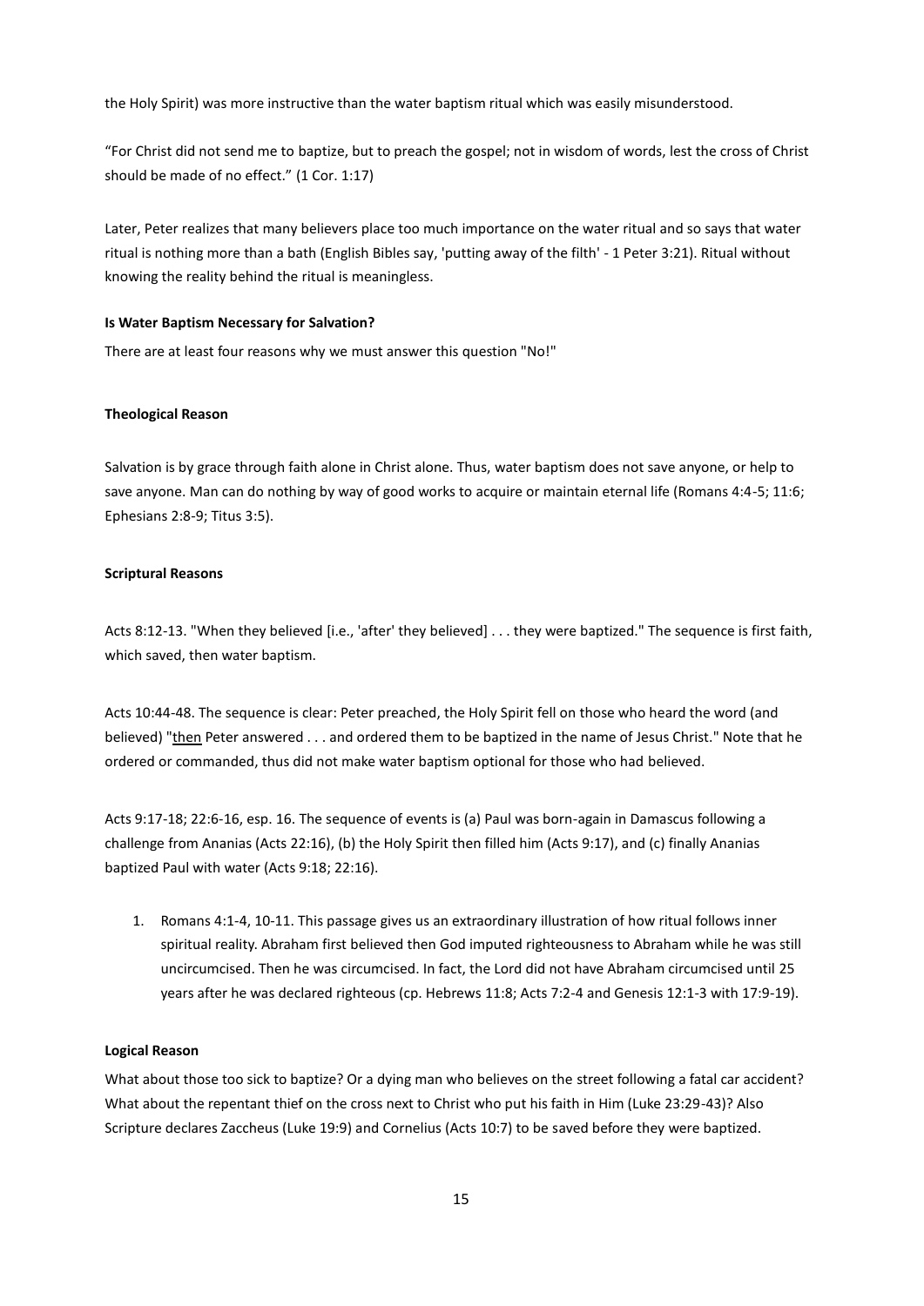the Holy Spirit) was more instructive than the water baptism ritual which was easily misunderstood.

"For Christ did not send me to baptize, but to preach the gospel; not in wisdom of words, lest the cross of Christ should be made of no effect." (1 Cor. 1:17)

Later, Peter realizes that many believers place too much importance on the water ritual and so says that water ritual is nothing more than a bath (English Bibles say, 'putting away of the filth' - 1 Peter 3:21). Ritual without knowing the reality behind the ritual is meaningless.

**Is Water Baptism Necessary for Salvation?**

There are at least four reasons why we must answer this question "No!"

**Theological Reason**

Salvation is by grace through faith alone in Christ alone. Thus, water baptism does not save anyone, or help to save anyone. Man can do nothing by way of good works to acquire or maintain eternal life (Romans 4:4-5; 11:6; Ephesians 2:8-9; Titus 3:5).

**Scriptural Reasons**

Acts 8:12-13. "When they believed [i.e., 'after' they believed] . . . they were baptized." The sequence is first faith, which saved, then water baptism.

Acts 10:44-48. The sequence is clear: Peter preached, the Holy Spirit fell on those who heard the word (and believed) "<u>then</u> Peter answered . . . and ordered them to be baptized in the name of Jesus Christ." Note that he ordered or commanded, thus did not make water baptism optional for those who had believed.

Acts 9:17-18; 22:6-16, esp. 16. The sequence of events is (a) Paul was born-again in Damascus following a challenge from Ananias (Acts 22:16), (b) the Holy Spirit then filled him (Acts 9:17), and (c) finally Ananias baptized Paul with water (Acts 9:18; 22:16).

1. Romans 4:1-4, 10-11. This passage gives us an extraordinary illustration of how ritual follows inner spiritual reality. Abraham first believed then God imputed righteousness to Abraham while he was still uncircumcised. Then he was circumcised. In fact, the Lord did not have Abraham circumcised until 25 years after he was declared righteous (cp. Hebrews 11:8; Acts 7:2-4 and Genesis 12:1-3 with 17:9-19).

**Logical Reason**

What about those too sick to baptize? Or a dying man who believes on the street following a fatal car accident? What about the repentant thief on the cross next to Christ who put his faith in Him (Luke 23:29-43)? Also Scripture declares Zaccheus (Luke 19:9) and Cornelius (Acts 10:7) to be saved before they were baptized.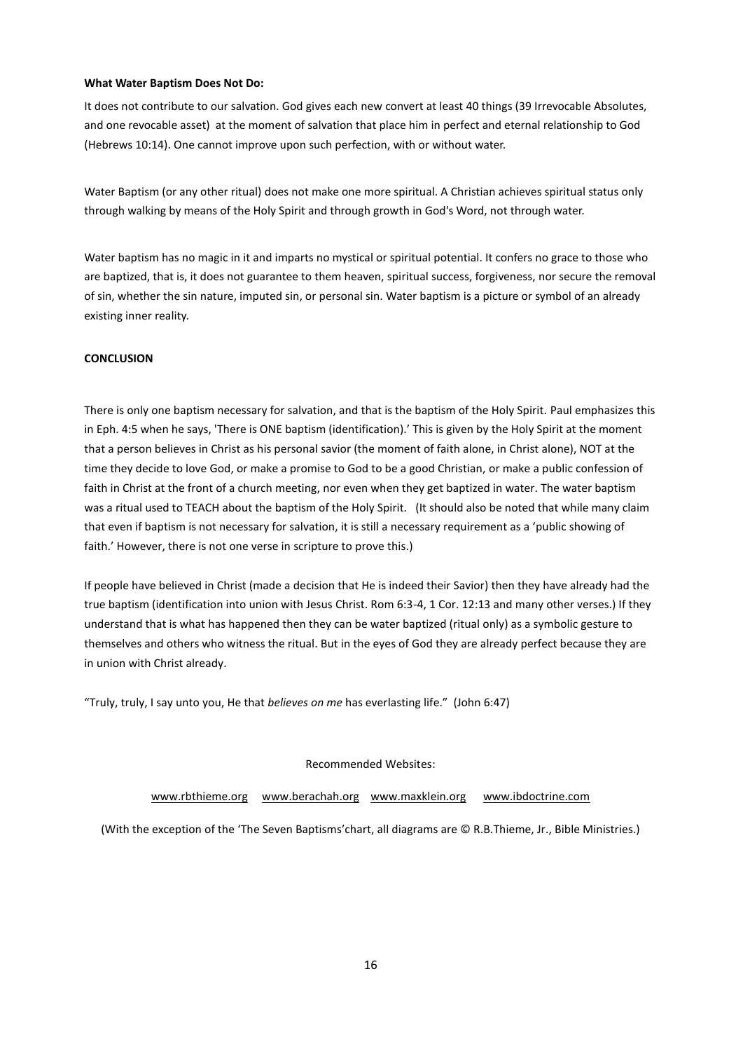**What Water Baptism Does Not Do:**

It does not contribute to our salvation. God gives each new convert at least 40 things (39 Irrevocable Absolutes, and one revocable asset) at the moment of salvation that place him in perfect and eternal relationship to God (Hebrews 10:14). One cannot improve upon such perfection, with or without water.

Water Baptism (or any other ritual) does not make one more spiritual. A Christian achieves spiritual status only through walking by means of the Holy Spirit and through growth in God's Word, not through water.

Water baptism has no magic in it and imparts no mystical or spiritual potential. It confers no grace to those who are baptized, that is, it does not guarantee to them heaven, spiritual success, forgiveness, nor secure the removal of sin, whether the sin nature, imputed sin, or personal sin. Water baptism is a picture or symbol of an already existing inner reality.

**CONCLUSION**

There is only one baptism necessary for salvation, and that is the baptism of the Holy Spirit. Paul emphasizes this in Eph. 4:5 when he says, 'There is ONE baptism (identification).' This is given by the Holy Spirit at the moment that a person believes in Christ as his personal savior (the moment of faith alone, in Christ alone), NOT at the time they decide to love God, or make a promise to God to be a good Christian, or make a public confession of faith in Christ at the front of a church meeting, nor even when they get baptized in water. The water baptism was a ritual used to TEACH about the baptism of the Holy Spirit. (It should also be noted that while many claim that even if baptism is not necessary for salvation, it is still a necessary requirement as a 'public showing of faith.' However, there is not one verse in scripture to prove this.)

If people have believed in Christ (made a decision that He is indeed their Savior) then they have already had the true baptism (identification into union with Jesus Christ. Rom 6:3-4, 1 Cor. 12:13 and many other verses.) If they understand that is what has happened then they can be water baptized (ritual only) as a symbolic gesture to themselves and others who witness the ritual. But in the eyes of God they are already perfect because they are in union with Christ already.

"Truly, truly, I say unto you, He that *believes on me* has everlasting life." (John 6:47)

Recommended Websites:

www.rbthieme.org www.berachah.org www.maxklein.org www.ibdoctrine.com

(With the exception of the 'The Seven Baptisms'chart, all diagrams are © R.B.Thieme, Jr., Bible Ministries.)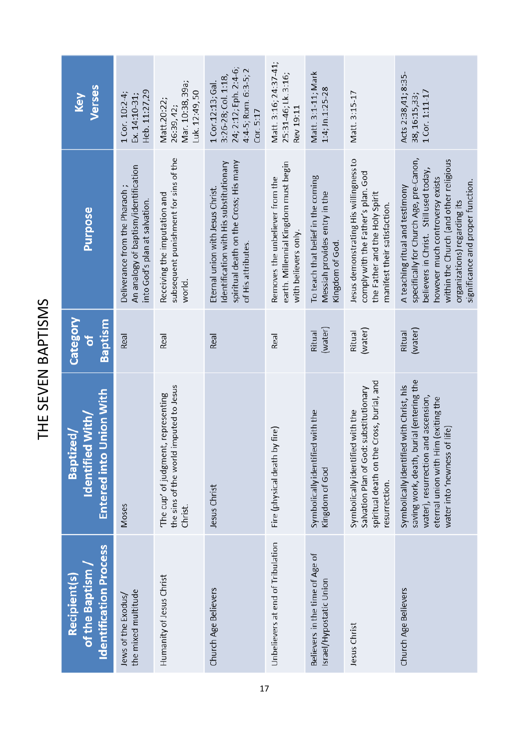# THE SEVEN BAPTISMS

| Recipient(s) of the Baptism / Identification Process | Baptized/ Identified With/ Entered into Union With | Category of Baptism | Purpose | Key Verses |
|---|---|---|---|---|
| Jews of the Exodus/ the mixed multitude | Moses | Real | Deliverance from the Pharaoh ; An analogy of baptism/identification into God's plan at salvation. | 1 Cor. 10:2-4; Ex. 14:10-31; Heb. 11:27,29 |
| Humanity of Jesus Christ | 'The cup' of judgment, representing the sins of the world imputed to Jesus Christ. | Real | Receiving the imputation and subsequent punishment for sins of the world. | Matt.20:22; 26:39,42; Mar. 10:38, 39a; Luk. 12:49, 50 |
| Church Age Believers | Jesus Christ | Real | Eternal union with Jesus Christ. Identification with His substitutionary spiritual death on the Cross; His many of His attributes. | 1 Cor.12:13; Gal. 3:26-28; Col. 1:18, 24; 2:12; Eph. 2:4-6; 4:4-5; Rom. 6:3-5; 2 Cor. 5:17 |
| Unbelievers at end of Tribulation | Fire (physical death by fire) | Real | Removes the unbeliever from the earth. Millennial Kingdom must begin with believers only. | Matt. 3:16; 24:37-41; 25:31-46; Lk. 3:16; Rev 19:11 |
| Believers in the time of Age of Israel/Hypostatic Union | Symbolically identified with the Kingdom of God | Ritual (water) | To teach that belief in the coming Messiah provides entry in the Kingdom of God. | Matt. 3:1-11; Mark 1:4; Jn.1:25-28 |
| Jesus Christ | Symbolically identified with the Salvation Plan of God: substitutionary spiritual death on the Cross, burial, and resurrection. | Ritual (water) | Jesus demonstrating His willingness to comply with the Father's plan. God the Father and the Holy Spirit manifest their satisfaction. | Matt. 3:15-17 |
| Church Age Believers | Symbolically identified with Christ, his saving work, death, burial (entering the water), resurrection and ascension, eternal union with Him (exiting the water into 'newness of life) | Ritual (water) | A teaching ritual and testimony specifically for Church Age, pre-Canon, believers in Christ. Still used today, however much controversy exists within the Church (and other religious organizations) regarding its significance and proper function. | Acts 2:38,41; 8:35-38, 16:15,33; 1 Cor. 1:11-17 |